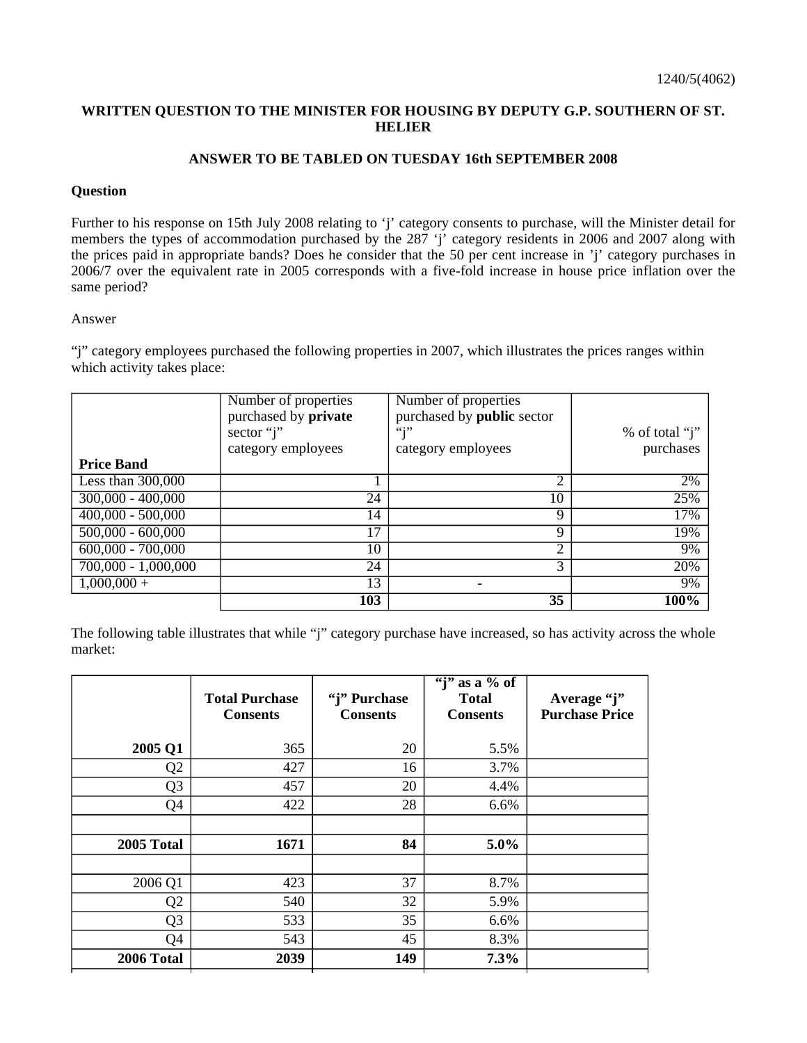1240/5(4062)

**WRITTEN QUESTION TO THE MINISTER FOR HOUSING BY DEPUTY G.P. SOUTHERN OF ST. HELIER**

**ANSWER TO BE TABLED ON TUESDAY 16th SEPTEMBER 2008**

**Question**

Further to his response on 15th July 2008 relating to 'j' category consents to purchase, will the Minister detail for members the types of accommodation purchased by the 287 'j' category residents in 2006 and 2007 along with the prices paid in appropriate bands? Does he consider that the 50 per cent increase in 'j' category purchases in 2006/7 over the equivalent rate in 2005 corresponds with a five-fold increase in house price inflation over the same period?

Answer

"j" category employees purchased the following properties in 2007, which illustrates the prices ranges within which activity takes place:

| **Price Band** | Number of properties purchased by **private** sector "j" category employees | Number of properties purchased by **public** sector "j" category employees | % of total "j" purchases |
|---|---|---|---|
| Less than 300,000 | 1 | 2 | 2% |
| 300,000 - 400,000 | 24 | 10 | 25% |
| 400,000 - 500,000 | 14 | 9 | 17% |
| 500,000 - 600,000 | 17 | 9 | 19% |
| 600,000 - 700,000 | 10 | 2 | 9% |
| 700,000 - 1,000,000 | 24 | 3 | 20% |
| 1,000,000 + | 13 | - | 9% |
| | **103** | **35** | **100%** |

The following table illustrates that while "j" category purchase have increased, so has activity across the whole market:

| | **Total Purchase Consents** | **"j" Purchase Consents** | **"j" as a % of Total Consents** | **Average "j" Purchase Price** |
|---|---|---|---|---|
| **2005 Q1** | 365 | 20 | 5.5% | |
| Q2 | 427 | 16 | 3.7% | |
| Q3 | 457 | 20 | 4.4% | |
| Q4 | 422 | 28 | 6.6% | |
| | | | | |
| **2005 Total** | **1671** | **84** | **5.0%** | |
| | | | | |
| 2006 Q1 | 423 | 37 | 8.7% | |
| Q2 | 540 | 32 | 5.9% | |
| Q3 | 533 | 35 | 6.6% | |
| Q4 | 543 | 45 | 8.3% | |
| **2006 Total** | **2039** | **149** | **7.3%** | |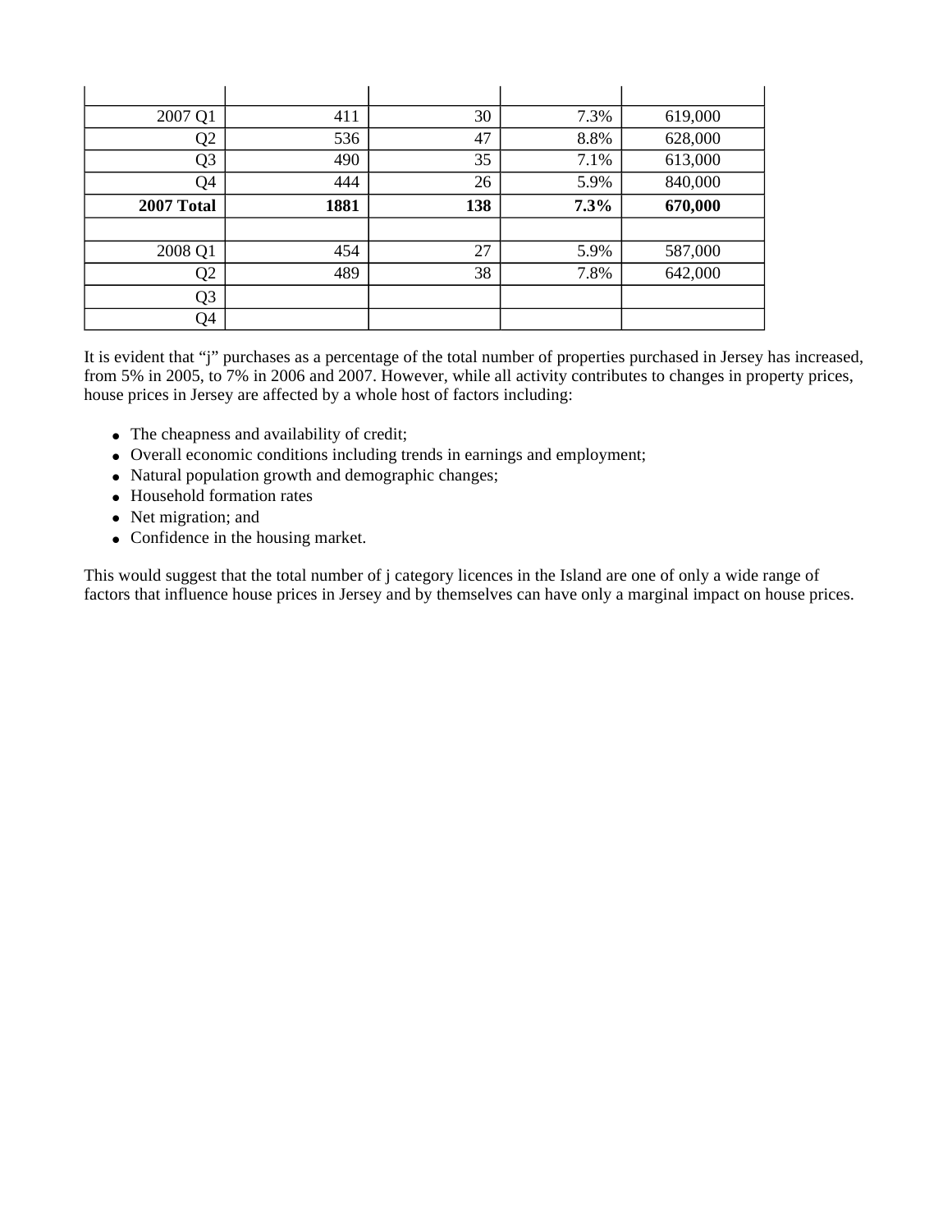| | | | | |
|---|---|---|---|---|
| 2007 Q1 | 411 | 30 | 7.3% | 619,000 |
| Q2 | 536 | 47 | 8.8% | 628,000 |
| Q3 | 490 | 35 | 7.1% | 613,000 |
| Q4 | 444 | 26 | 5.9% | 840,000 |
| **2007 Total** | **1881** | **138** | **7.3%** | **670,000** |
| | | | | |
| 2008 Q1 | 454 | 27 | 5.9% | 587,000 |
| Q2 | 489 | 38 | 7.8% | 642,000 |
| Q3 | | | | |
| Q4 | | | | |

It is evident that "j" purchases as a percentage of the total number of properties purchased in Jersey has increased, from 5% in 2005, to 7% in 2006 and 2007. However, while all activity contributes to changes in property prices, house prices in Jersey are affected by a whole host of factors including:

- The cheapness and availability of credit;
- Overall economic conditions including trends in earnings and employment;
- Natural population growth and demographic changes;
- Household formation rates
- Net migration; and
- Confidence in the housing market.

This would suggest that the total number of j category licences in the Island are one of only a wide range of factors that influence house prices in Jersey and by themselves can have only a marginal impact on house prices.